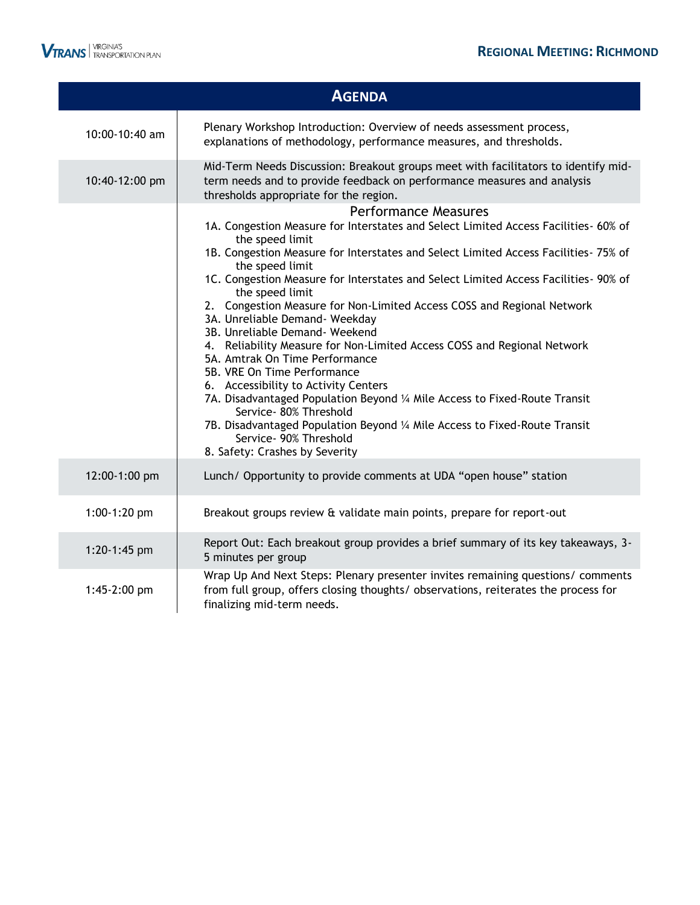# Regional Meeting: Richmond

## Agenda

| Time | Activity |
|---|---|
| 10:00-10:40 am | Plenary Workshop Introduction: Overview of needs assessment process, explanations of methodology, performance measures, and thresholds. |
| 10:40-12:00 pm | Mid-Term Needs Discussion: Breakout groups meet with facilitators to identify mid-term needs and to provide feedback on performance measures and analysis thresholds appropriate for the region. |
| | **Performance Measures**<br>1A. Congestion Measure for Interstates and Select Limited Access Facilities- 60% of the speed limit<br>1B. Congestion Measure for Interstates and Select Limited Access Facilities- 75% of the speed limit<br>1C. Congestion Measure for Interstates and Select Limited Access Facilities- 90% of the speed limit<br>2. Congestion Measure for Non-Limited Access COSS and Regional Network<br>3A. Unreliable Demand- Weekday<br>3B. Unreliable Demand- Weekend<br>4. Reliability Measure for Non-Limited Access COSS and Regional Network<br>5A. Amtrak On Time Performance<br>5B. VRE On Time Performance<br>6. Accessibility to Activity Centers<br>7A. Disadvantaged Population Beyond ¼ Mile Access to Fixed-Route Transit Service- 80% Threshold<br>7B. Disadvantaged Population Beyond ¼ Mile Access to Fixed-Route Transit Service- 90% Threshold<br>8. Safety: Crashes by Severity |
| 12:00-1:00 pm | Lunch/ Opportunity to provide comments at UDA “open house” station |
| 1:00-1:20 pm | Breakout groups review & validate main points, prepare for report-out |
| 1:20-1:45 pm | Report Out: Each breakout group provides a brief summary of its key takeaways, 3-5 minutes per group |
| 1:45-2:00 pm | Wrap Up And Next Steps: Plenary presenter invites remaining questions/ comments from full group, offers closing thoughts/ observations, reiterates the process for finalizing mid-term needs. |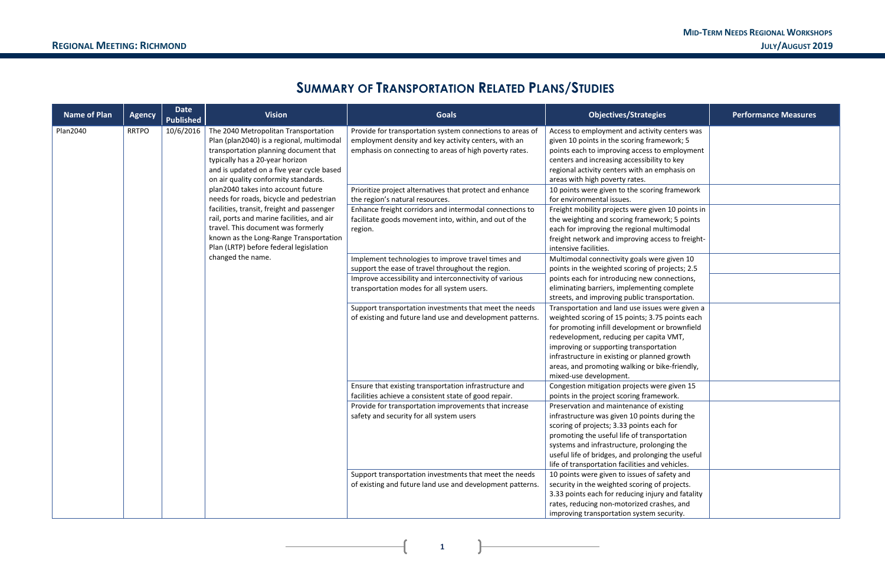## Summary of Transportation Related Plans/Studies

| Name of Plan | Agency | Date Published | Vision | Goals | Objectives/Strategies | Performance Measures |
|---|---|---|---|---|---|---|
| Plan2040 | RRTPO | 10/6/2016 | The 2040 Metropolitan Transportation Plan (plan2040) is a regional, multimodal transportation planning document that typically has a 20-year horizon and is updated on a five year cycle based on air quality conformity standards. plan2040 takes into account future needs for roads, bicycle and pedestrian facilities, transit, freight and passenger rail, ports and marine facilities, and air travel. This document was formerly known as the Long-Range Transportation Plan (LRTP) before federal legislation changed the name. | Provide for transportation system connections to areas of employment density and key activity centers, with an emphasis on connecting to areas of high poverty rates. | Access to employment and activity centers was given 10 points in the scoring framework; 5 points each to improving access to employment centers and increasing accessibility to key regional activity centers with an emphasis on areas with high poverty rates. | |
| | | | | Prioritize project alternatives that protect and enhance the region's natural resources. | 10 points were given to the scoring framework for environmental issues. | |
| | | | | Enhance freight corridors and intermodal connections to facilitate goods movement into, within, and out of the region. | Freight mobility projects were given 10 points in the weighting and scoring framework; 5 points each for improving the regional multimodal freight network and improving access to freight-intensive facilities. | |
| | | | | Implement technologies to improve travel times and support the ease of travel throughout the region. | Multimodal connectivity goals were given 10 points in the weighted scoring of projects; 2.5 points each for introducing new connections, eliminating barriers, implementing complete streets, and improving public transportation. | |
| | | | | Improve accessibility and interconnectivity of various transportation modes for all system users. | | |
| | | | | Support transportation investments that meet the needs of existing and future land use and development patterns. | Transportation and land use issues were given a weighted scoring of 15 points; 3.75 points each for promoting infill development or brownfield redevelopment, reducing per capita VMT, improving or supporting transportation infrastructure in existing or planned growth areas, and promoting walking or bike-friendly, mixed-use development. | |
| | | | | Ensure that existing transportation infrastructure and facilities achieve a consistent state of good repair. | Congestion mitigation projects were given 15 points in the project scoring framework. | |
| | | | | Provide for transportation improvements that increase safety and security for all system users | Preservation and maintenance of existing infrastructure was given 10 points during the scoring of projects; 3.33 points each for promoting the useful life of transportation systems and infrastructure, prolonging the useful life of bridges, and prolonging the useful life of transportation facilities and vehicles. | |
| | | | | Support transportation investments that meet the needs of existing and future land use and development patterns. | 10 points were given to issues of safety and security in the weighted scoring of projects. 3.33 points each for reducing injury and fatality rates, reducing non-motorized crashes, and improving transportation system security. | |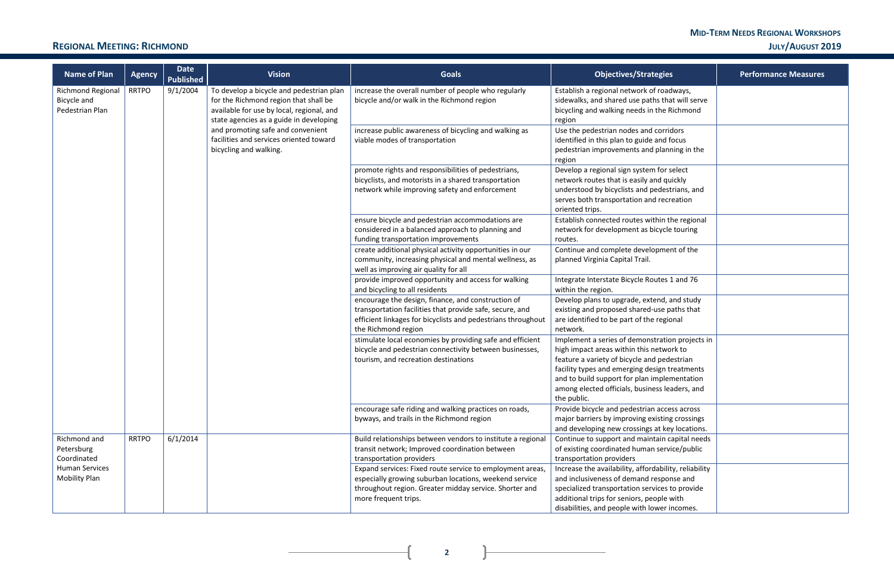## Regional Meeting: Richmond

| Name of Plan | Agency | Date Published | Vision | Goals | Objectives/Strategies | Performance Measures |
|---|---|---|---|---|---|---|
| Richmond Regional Bicycle and Pedestrian Plan | RRTPO | 9/1/2004 | To develop a bicycle and pedestrian plan for the Richmond region that shall be available for use by local, regional, and state agencies as a guide in developing and promoting safe and convenient facilities and services oriented toward bicycling and walking. | increase the overall number of people who regularly bicycle and/or walk in the Richmond region | Establish a regional network of roadways, sidewalks, and shared use paths that will serve bicycling and walking needs in the Richmond region | |
| | | | | increase public awareness of bicycling and walking as viable modes of transportation | Use the pedestrian nodes and corridors identified in this plan to guide and focus pedestrian improvements and planning in the region | |
| | | | | promote rights and responsibilities of pedestrians, bicyclists, and motorists in a shared transportation network while improving safety and enforcement | Develop a regional sign system for select network routes that is easily and quickly understood by bicyclists and pedestrians, and serves both transportation and recreation oriented trips. | |
| | | | | ensure bicycle and pedestrian accommodations are considered in a balanced approach to planning and funding transportation improvements | Establish connected routes within the regional network for development as bicycle touring routes. | |
| | | | | create additional physical activity opportunities in our community, increasing physical and mental wellness, as well as improving air quality for all | Continue and complete development of the planned Virginia Capital Trail. | |
| | | | | provide improved opportunity and access for walking and bicycling to all residents | Integrate Interstate Bicycle Routes 1 and 76 within the region. | |
| | | | | encourage the design, finance, and construction of transportation facilities that provide safe, secure, and efficient linkages for bicyclists and pedestrians throughout the Richmond region | Develop plans to upgrade, extend, and study existing and proposed shared-use paths that are identified to be part of the regional network. | |
| | | | | stimulate local economies by providing safe and efficient bicycle and pedestrian connectivity between businesses, tourism, and recreation destinations | Implement a series of demonstration projects in high impact areas within this network to feature a variety of bicycle and pedestrian facility types and emerging design treatments and to build support for plan implementation among elected officials, business leaders, and the public. | |
| | | | | encourage safe riding and walking practices on roads, byways, and trails in the Richmond region | Provide bicycle and pedestrian access across major barriers by improving existing crossings and developing new crossings at key locations. | |
| Richmond and Petersburg Coordinated Human Services Mobility Plan | RRTPO | 6/1/2014 | | Build relationships between vendors to institute a regional transit network; Improved coordination between transportation providers | Continue to support and maintain capital needs of existing coordinated human service/public transportation providers | |
| | | | | Expand services: Fixed route service to employment areas, especially growing suburban locations, weekend service throughout region. Greater midday service. Shorter and more frequent trips. | Increase the availability, affordability, reliability and inclusiveness of demand response and specialized transportation services to provide additional trips for seniors, people with disabilities, and people with lower incomes. | |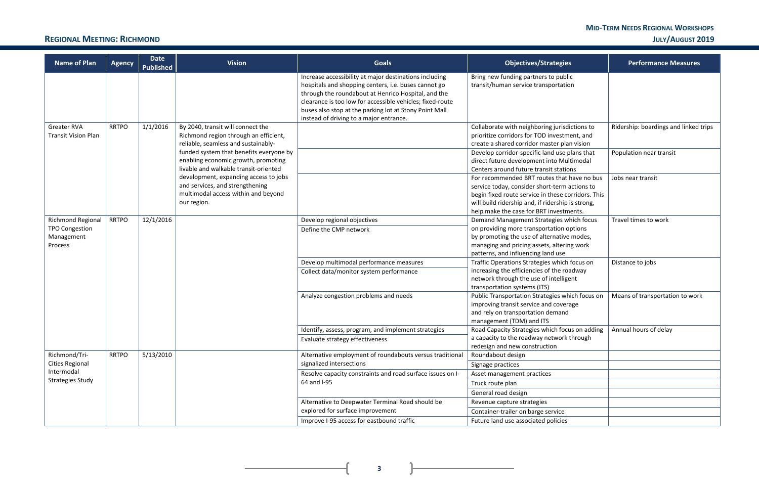## Regional Meeting: Richmond

| Name of Plan | Agency | Date Published | Vision | Goals | Objectives/Strategies | Performance Measures |
|---|---|---|---|---|---|---|
| | | | | Increase accessibility at major destinations including hospitals and shopping centers, i.e. buses cannot go through the roundabout at Henrico Hospital, and the clearance is too low for accessible vehicles; fixed-route buses also stop at the parking lot at Stony Point Mall instead of driving to a major entrance. | Bring new funding partners to public transit/human service transportation | |
| Greater RVA Transit Vision Plan | RRTPO | 1/1/2016 | By 2040, transit will connect the Richmond region through an efficient, reliable, seamless and sustainably-funded system that benefits everyone by enabling economic growth, promoting livable and walkable transit-oriented development, expanding access to jobs and services, and strengthening multimodal access within and beyond our region. | | Collaborate with neighboring jurisdictions to prioritize corridors for TOD investment, and create a shared corridor master plan vision | Ridership: boardings and linked trips |
| | | | | | Develop corridor-specific land use plans that direct future development into Multimodal Centers around future transit stations | Population near transit |
| | | | | | For recommended BRT routes that have no bus service today, consider short-term actions to begin fixed route service in these corridors. This will build ridership and, if ridership is strong, help make the case for BRT investments. | Jobs near transit |
| Richmond Regional TPO Congestion Management Process | RRTPO | 12/1/2016 | | Develop regional objectives<br>Define the CMP network | Demand Management Strategies which focus on providing more transportation options by promoting the use of alternative modes, managing and pricing assets, altering work patterns, and influencing land use | Travel times to work |
| | | | | Develop multimodal performance measures<br>Collect data/monitor system performance | Traffic Operations Strategies which focus on increasing the efficiencies of the roadway network through the use of intelligent transportation systems (ITS) | Distance to jobs |
| | | | | Analyze congestion problems and needs | Public Transportation Strategies which focus on improving transit service and coverage and rely on transportation demand management (TDM) and ITS | Means of transportation to work |
| | | | | Identify, assess, program, and implement strategies<br>Evaluate strategy effectiveness | Road Capacity Strategies which focus on adding a capacity to the roadway network through redesign and new construction | Annual hours of delay |
| Richmond/Tri-Cities Regional Intermodal Strategies Study | RRTPO | 5/13/2010 | | Alternative employment of roundabouts versus traditional signalized intersections | Roundabout design | |
| | | | | | Signage practices | |
| | | | | Resolve capacity constraints and road surface issues on I-64 and I-95 | Asset management practices | |
| | | | | | Truck route plan | |
| | | | | | General road design | |
| | | | | Alternative to Deepwater Terminal Road should be explored for surface improvement | Revenue capture strategies | |
| | | | | | Container-trailer on barge service | |
| | | | | Improve I-95 access for eastbound traffic | Future land use associated policies | |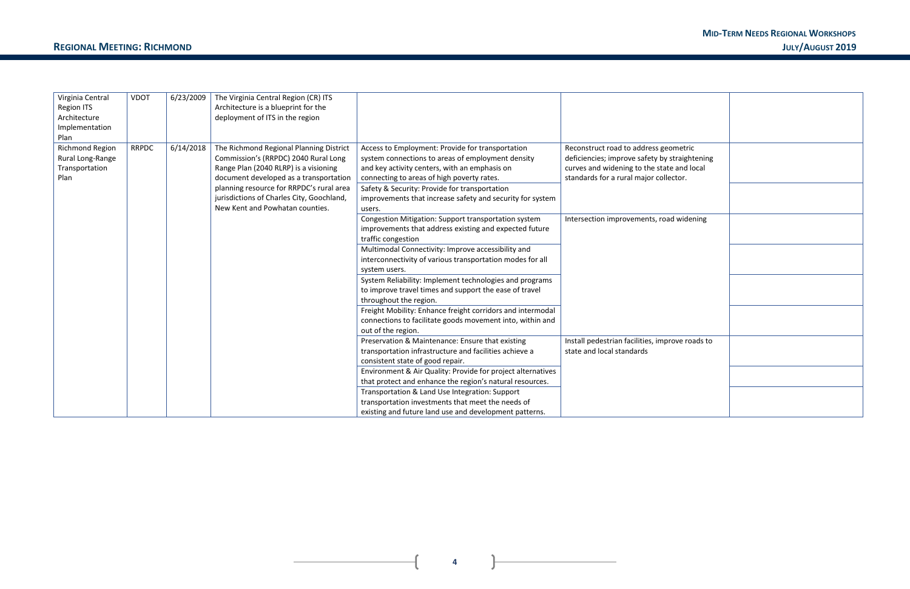| Virginia Central Region ITS Architecture Implementation Plan | VDOT | 6/23/2009 | The Virginia Central Region (CR) ITS Architecture is a blueprint for the deployment of ITS in the region | | | |
|---|---|---|---|---|---|---|
| Richmond Region Rural Long-Range Transportation Plan | RRPDC | 6/14/2018 | The Richmond Regional Planning District Commission's (RRPDC) 2040 Rural Long Range Plan (2040 RLRP) is a visioning document developed as a transportation planning resource for RRPDC's rural area jurisdictions of Charles City, Goochland, New Kent and Powhatan counties. | Access to Employment: Provide for transportation system connections to areas of employment density and key activity centers, with an emphasis on connecting to areas of high poverty rates. | Reconstruct road to address geometric deficiencies; improve safety by straightening curves and widening to the state and local standards for a rural major collector. | |
| | | | | Safety & Security: Provide for transportation improvements that increase safety and security for system users. | | |
| | | | | Congestion Mitigation: Support transportation system improvements that address existing and expected future traffic congestion | Intersection improvements, road widening | |
| | | | | Multimodal Connectivity: Improve accessibility and interconnectivity of various transportation modes for all system users. | | |
| | | | | System Reliability: Implement technologies and programs to improve travel times and support the ease of travel throughout the region. | | |
| | | | | Freight Mobility: Enhance freight corridors and intermodal connections to facilitate goods movement into, within and out of the region. | | |
| | | | | Preservation & Maintenance: Ensure that existing transportation infrastructure and facilities achieve a consistent state of good repair. | Install pedestrian facilities, improve roads to state and local standards | |
| | | | | Environment & Air Quality: Provide for project alternatives that protect and enhance the region's natural resources. | | |
| | | | | Transportation & Land Use Integration: Support transportation investments that meet the needs of existing and future land use and development patterns. | | |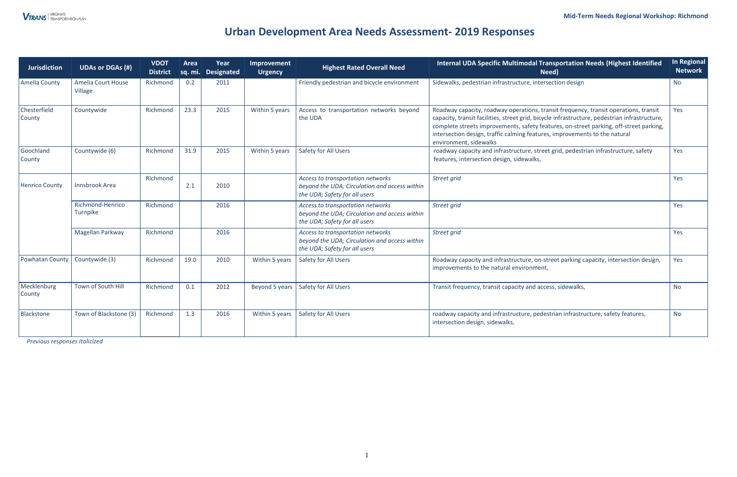# Urban Development Area Needs Assessment- 2019 Responses

| Jurisdiction | UDAs or DGAs (#) | VDOT District | Area sq. mi. | Year Designated | Improvement Urgency | Highest Rated Overall Need | Internal UDA Specific Multimodal Transportation Needs (Highest Identified Need) | In Regional Network |
|---|---|---|---|---|---|---|---|---|
| Amelia County | Amelia Court House Village | Richmond | 0.2 | 2011 | | Friendly pedestrian and bicycle environment | Sidewalks, pedestrian infrastructure, intersection design | No |
| Chesterfield County | Countywide | Richmond | 23.3 | 2015 | Within 5 years | Access to transportation networks beyond the UDA | Roadway capacity, roadway operations, transit frequency, transit operations, transit capacity, transit facilities, street grid, bicycle infrastructure, pedestrian infrastructure, complete streets improvements, safety features, on-street parking, off-street parking, intersection design, traffic calming features, improvements to the natural environment, sidewalks | Yes |
| Goochland County | Countywide (6) | Richmond | 31.9 | 2015 | Within 5 years | Safety for All Users | roadway capacity and infrastructure, street grid, pedestrian infrastructure, safety features, intersection design, sidewalks, | Yes |
| Henrico County | Innsbrook Area | Richmond | 2.1 | 2010 | | *Access to transportation networks beyond the UDA; Circulation and access within the UDA; Safety for all users* | *Street grid* | Yes |
| | Richmond-Henrico Turnpike | Richmond | | 2016 | | *Access to transportation networks beyond the UDA; Circulation and access within the UDA; Safety for all users* | *Street grid* | Yes |
| | Magellan Parkway | Richmond | | 2016 | | *Access to transportation networks beyond the UDA; Circulation and access within the UDA; Safety for all users* | *Street grid* | Yes |
| Powhatan County | Countywide (3) | Richmond | 19.0 | 2010 | Within 5 years | Safety for All Users | Roadway capacity and infrastructure, on-street parking capacity, intersection design, improvements to the natural environment, | Yes |
| Mecklenburg County | Town of South Hill | Richmond | 0.1 | 2012 | Beyond 5 years | Safety for All Users | Transit frequency, transit capacity and access, sidewalks, | No |
| Blackstone | Town of Blackstone (3) | Richmond | 1.3 | 2016 | Within 5 years | Safety for All Users | roadway capacity and infrastructure, pedestrian infrastructure, safety features, intersection design, sidewalks, | No |

*Previous responses Italicized*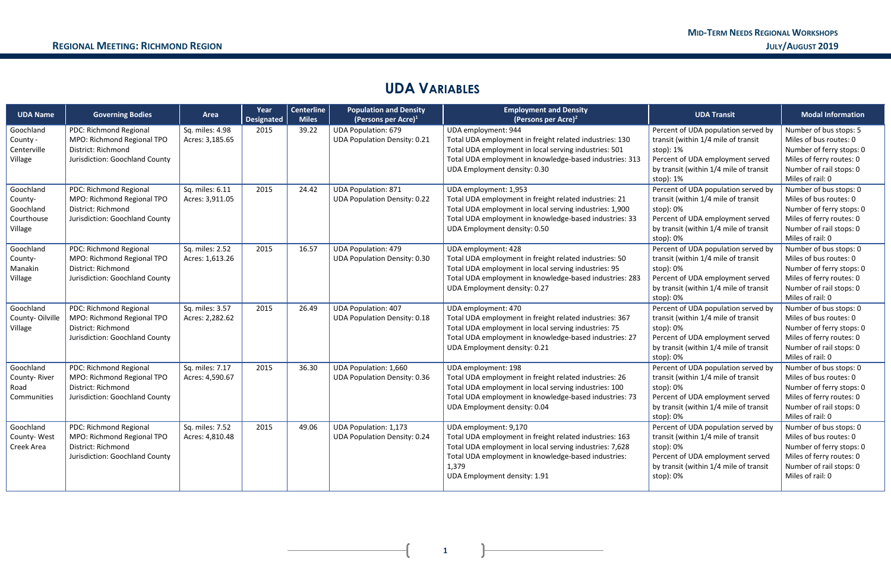## UDA Variables

| UDA Name | Governing Bodies | Area | Year Designated | Centerline Miles | Population and Density (Persons per Acre)[1] | Employment and Density (Persons per Acre)[2] | UDA Transit | Modal Information |
|---|---|---|---|---|---|---|---|---|
| Goochland County - Centerville Village | PDC: Richmond Regional<br>MPO: Richmond Regional TPO<br>District: Richmond<br>Jurisdiction: Goochland County | Sq. miles: 4.98<br>Acres: 3,185.65 | 2015 | 39.22 | UDA Population: 679<br>UDA Population Density: 0.21 | UDA employment: 944<br>Total UDA employment in freight related industries: 130<br>Total UDA employment in local serving industries: 501<br>Total UDA employment in knowledge-based industries: 313<br>UDA Employment density: 0.30 | Percent of UDA population served by transit (within 1/4 mile of transit stop): 1%<br>Percent of UDA employment served by transit (within 1/4 mile of transit stop): 1% | Number of bus stops: 5<br>Miles of bus routes: 0<br>Number of ferry stops: 0<br>Miles of ferry routes: 0<br>Number of rail stops: 0<br>Miles of rail: 0 |
| Goochland County- Goochland Courthouse Village | PDC: Richmond Regional<br>MPO: Richmond Regional TPO<br>District: Richmond<br>Jurisdiction: Goochland County | Sq. miles: 6.11<br>Acres: 3,911.05 | 2015 | 24.42 | UDA Population: 871<br>UDA Population Density: 0.22 | UDA employment: 1,953<br>Total UDA employment in freight related industries: 21<br>Total UDA employment in local serving industries: 1,900<br>Total UDA employment in knowledge-based industries: 33<br>UDA Employment density: 0.50 | Percent of UDA population served by transit (within 1/4 mile of transit stop): 0%<br>Percent of UDA employment served by transit (within 1/4 mile of transit stop): 0% | Number of bus stops: 0<br>Miles of bus routes: 0<br>Number of ferry stops: 0<br>Miles of ferry routes: 0<br>Number of rail stops: 0<br>Miles of rail: 0 |
| Goochland County- Manakin Village | PDC: Richmond Regional<br>MPO: Richmond Regional TPO<br>District: Richmond<br>Jurisdiction: Goochland County | Sq. miles: 2.52<br>Acres: 1,613.26 | 2015 | 16.57 | UDA Population: 479<br>UDA Population Density: 0.30 | UDA employment: 428<br>Total UDA employment in freight related industries: 50<br>Total UDA employment in local serving industries: 95<br>Total UDA employment in knowledge-based industries: 283<br>UDA Employment density: 0.27 | Percent of UDA population served by transit (within 1/4 mile of transit stop): 0%<br>Percent of UDA employment served by transit (within 1/4 mile of transit stop): 0% | Number of bus stops: 0<br>Miles of bus routes: 0<br>Number of ferry stops: 0<br>Miles of ferry routes: 0<br>Number of rail stops: 0<br>Miles of rail: 0 |
| Goochland County- Oilville Village | PDC: Richmond Regional<br>MPO: Richmond Regional TPO<br>District: Richmond<br>Jurisdiction: Goochland County | Sq. miles: 3.57<br>Acres: 2,282.62 | 2015 | 26.49 | UDA Population: 407<br>UDA Population Density: 0.18 | UDA employment: 470<br>Total UDA employment in freight related industries: 367<br>Total UDA employment in local serving industries: 75<br>Total UDA employment in knowledge-based industries: 27<br>UDA Employment density: 0.21 | Percent of UDA population served by transit (within 1/4 mile of transit stop): 0%<br>Percent of UDA employment served by transit (within 1/4 mile of transit stop): 0% | Number of bus stops: 0<br>Miles of bus routes: 0<br>Number of ferry stops: 0<br>Miles of ferry routes: 0<br>Number of rail stops: 0<br>Miles of rail: 0 |
| Goochland County- River Road Communities | PDC: Richmond Regional<br>MPO: Richmond Regional TPO<br>District: Richmond<br>Jurisdiction: Goochland County | Sq. miles: 7.17<br>Acres: 4,590.67 | 2015 | 36.30 | UDA Population: 1,660<br>UDA Population Density: 0.36 | UDA employment: 198<br>Total UDA employment in freight related industries: 26<br>Total UDA employment in local serving industries: 100<br>Total UDA employment in knowledge-based industries: 73<br>UDA Employment density: 0.04 | Percent of UDA population served by transit (within 1/4 mile of transit stop): 0%<br>Percent of UDA employment served by transit (within 1/4 mile of transit stop): 0% | Number of bus stops: 0<br>Miles of bus routes: 0<br>Number of ferry stops: 0<br>Miles of ferry routes: 0<br>Number of rail stops: 0<br>Miles of rail: 0 |
| Goochland County- West Creek Area | PDC: Richmond Regional<br>MPO: Richmond Regional TPO<br>District: Richmond<br>Jurisdiction: Goochland County | Sq. miles: 7.52<br>Acres: 4,810.48 | 2015 | 49.06 | UDA Population: 1,173<br>UDA Population Density: 0.24 | UDA employment: 9,170<br>Total UDA employment in freight related industries: 163<br>Total UDA employment in local serving industries: 7,628<br>Total UDA employment in knowledge-based industries: 1,379<br>UDA Employment density: 1.91 | Percent of UDA population served by transit (within 1/4 mile of transit stop): 0%<br>Percent of UDA employment served by transit (within 1/4 mile of transit stop): 0% | Number of bus stops: 0<br>Miles of bus routes: 0<br>Number of ferry stops: 0<br>Miles of ferry routes: 0<br>Number of rail stops: 0<br>Miles of rail: 0 |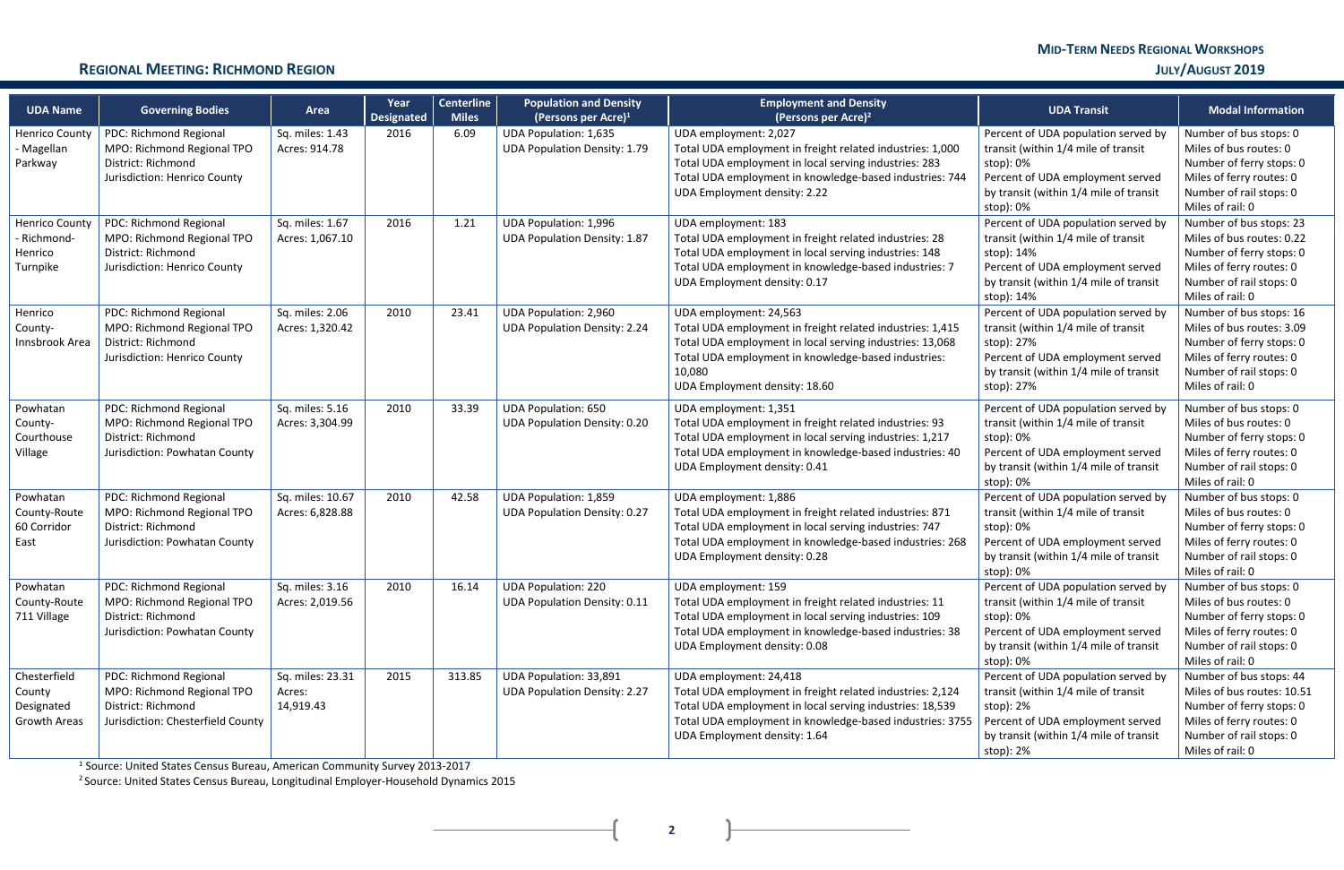| UDA Name | Governing Bodies | Area | Year Designated | Centerline Miles | Population and Density (Persons per Acre)[1] | Employment and Density (Persons per Acre)[2] | UDA Transit | Modal Information |
|---|---|---|---|---|---|---|---|---|
| Henrico County - Magellan Parkway | PDC: Richmond Regional<br>MPO: Richmond Regional TPO<br>District: Richmond<br>Jurisdiction: Henrico County | Sq. miles: 1.43<br>Acres: 914.78 | 2016 | 6.09 | UDA Population: 1,635<br>UDA Population Density: 1.79 | UDA employment: 2,027<br>Total UDA employment in freight related industries: 1,000<br>Total UDA employment in local serving industries: 283<br>Total UDA employment in knowledge-based industries: 744<br>UDA Employment density: 2.22 | Percent of UDA population served by transit (within 1/4 mile of transit stop): 0%<br>Percent of UDA employment served by transit (within 1/4 mile of transit stop): 0% | Number of bus stops: 0<br>Miles of bus routes: 0<br>Number of ferry stops: 0<br>Miles of ferry routes: 0<br>Number of rail stops: 0<br>Miles of rail: 0 |
| Henrico County - Richmond-Henrico Turnpike | PDC: Richmond Regional<br>MPO: Richmond Regional TPO<br>District: Richmond<br>Jurisdiction: Henrico County | Sq. miles: 1.67<br>Acres: 1,067.10 | 2016 | 1.21 | UDA Population: 1,996<br>UDA Population Density: 1.87 | UDA employment: 183<br>Total UDA employment in freight related industries: 28<br>Total UDA employment in local serving industries: 148<br>Total UDA employment in knowledge-based industries: 7<br>UDA Employment density: 0.17 | Percent of UDA population served by transit (within 1/4 mile of transit stop): 14%<br>Percent of UDA employment served by transit (within 1/4 mile of transit stop): 14% | Number of bus stops: 23<br>Miles of bus routes: 0.22<br>Number of ferry stops: 0<br>Miles of ferry routes: 0<br>Number of rail stops: 0<br>Miles of rail: 0 |
| Henrico County- Innsbrook Area | PDC: Richmond Regional<br>MPO: Richmond Regional TPO<br>District: Richmond<br>Jurisdiction: Henrico County | Sq. miles: 2.06<br>Acres: 1,320.42 | 2010 | 23.41 | UDA Population: 2,960<br>UDA Population Density: 2.24 | UDA employment: 24,563<br>Total UDA employment in freight related industries: 1,415<br>Total UDA employment in local serving industries: 13,068<br>Total UDA employment in knowledge-based industries: 10,080<br>UDA Employment density: 18.60 | Percent of UDA population served by transit (within 1/4 mile of transit stop): 27%<br>Percent of UDA employment served by transit (within 1/4 mile of transit stop): 27% | Number of bus stops: 16<br>Miles of bus routes: 3.09<br>Number of ferry stops: 0<br>Miles of ferry routes: 0<br>Number of rail stops: 0<br>Miles of rail: 0 |
| Powhatan County- Courthouse Village | PDC: Richmond Regional<br>MPO: Richmond Regional TPO<br>District: Richmond<br>Jurisdiction: Powhatan County | Sq. miles: 5.16<br>Acres: 3,304.99 | 2010 | 33.39 | UDA Population: 650<br>UDA Population Density: 0.20 | UDA employment: 1,351<br>Total UDA employment in freight related industries: 93<br>Total UDA employment in local serving industries: 1,217<br>Total UDA employment in knowledge-based industries: 40<br>UDA Employment density: 0.41 | Percent of UDA population served by transit (within 1/4 mile of transit stop): 0%<br>Percent of UDA employment served by transit (within 1/4 mile of transit stop): 0% | Number of bus stops: 0<br>Miles of bus routes: 0<br>Number of ferry stops: 0<br>Miles of ferry routes: 0<br>Number of rail stops: 0<br>Miles of rail: 0 |
| Powhatan County-Route 60 Corridor East | PDC: Richmond Regional<br>MPO: Richmond Regional TPO<br>District: Richmond<br>Jurisdiction: Powhatan County | Sq. miles: 10.67<br>Acres: 6,828.88 | 2010 | 42.58 | UDA Population: 1,859<br>UDA Population Density: 0.27 | UDA employment: 1,886<br>Total UDA employment in freight related industries: 871<br>Total UDA employment in local serving industries: 747<br>Total UDA employment in knowledge-based industries: 268<br>UDA Employment density: 0.28 | Percent of UDA population served by transit (within 1/4 mile of transit stop): 0%<br>Percent of UDA employment served by transit (within 1/4 mile of transit stop): 0% | Number of bus stops: 0<br>Miles of bus routes: 0<br>Number of ferry stops: 0<br>Miles of ferry routes: 0<br>Number of rail stops: 0<br>Miles of rail: 0 |
| Powhatan County-Route 711 Village | PDC: Richmond Regional<br>MPO: Richmond Regional TPO<br>District: Richmond<br>Jurisdiction: Powhatan County | Sq. miles: 3.16<br>Acres: 2,019.56 | 2010 | 16.14 | UDA Population: 220<br>UDA Population Density: 0.11 | UDA employment: 159<br>Total UDA employment in freight related industries: 11<br>Total UDA employment in local serving industries: 109<br>Total UDA employment in knowledge-based industries: 38<br>UDA Employment density: 0.08 | Percent of UDA population served by transit (within 1/4 mile of transit stop): 0%<br>Percent of UDA employment served by transit (within 1/4 mile of transit stop): 0% | Number of bus stops: 0<br>Miles of bus routes: 0<br>Number of ferry stops: 0<br>Miles of ferry routes: 0<br>Number of rail stops: 0<br>Miles of rail: 0 |
| Chesterfield County Designated Growth Areas | PDC: Richmond Regional<br>MPO: Richmond Regional TPO<br>District: Richmond<br>Jurisdiction: Chesterfield County | Sq. miles: 23.31<br>Acres: 14,919.43 | 2015 | 313.85 | UDA Population: 33,891<br>UDA Population Density: 2.27 | UDA employment: 24,418<br>Total UDA employment in freight related industries: 2,124<br>Total UDA employment in local serving industries: 18,539<br>Total UDA employment in knowledge-based industries: 3755<br>UDA Employment density: 1.64 | Percent of UDA population served by transit (within 1/4 mile of transit stop): 2%<br>Percent of UDA employment served by transit (within 1/4 mile of transit stop): 2% | Number of bus stops: 44<br>Miles of bus routes: 10.51<br>Number of ferry stops: 0<br>Miles of ferry routes: 0<br>Number of rail stops: 0<br>Miles of rail: 0 |

[1] Source: United States Census Bureau, American Community Survey 2013-2017

[2] Source: United States Census Bureau, Longitudinal Employer-Household Dynamics 2015